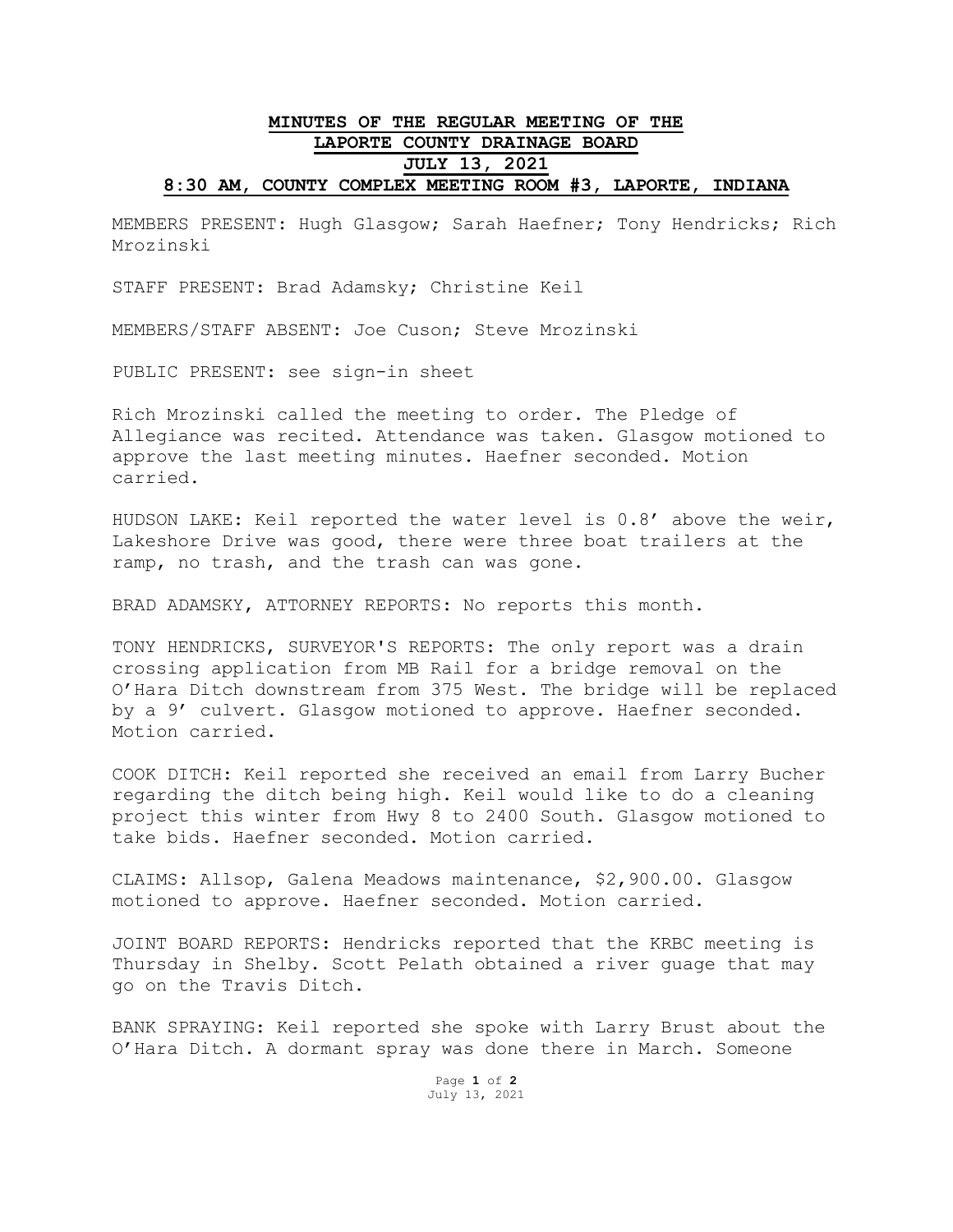# MINUTES OF THE REGULAR MEETING OF THE LAPORTE COUNTY DRAINAGE BOARD JULY 13, 2021 8:30 AM, COUNTY COMPLEX MEETING ROOM #3, LAPORTE, INDIANA

MEMBERS PRESENT: Hugh Glasgow; Sarah Haefner; Tony Hendricks; Rich Mrozinski

STAFF PRESENT: Brad Adamsky; Christine Keil

MEMBERS/STAFF ABSENT: Joe Cuson; Steve Mrozinski

PUBLIC PRESENT: see sign-in sheet

Rich Mrozinski called the meeting to order. The Pledge of Allegiance was recited. Attendance was taken. Glasgow motioned to approve the last meeting minutes. Haefner seconded. Motion carried.

HUDSON LAKE: Keil reported the water level is 0.8' above the weir, Lakeshore Drive was good, there were three boat trailers at the ramp, no trash, and the trash can was gone.

BRAD ADAMSKY, ATTORNEY REPORTS: No reports this month.

TONY HENDRICKS, SURVEYOR'S REPORTS: The only report was a drain crossing application from MB Rail for a bridge removal on the O'Hara Ditch downstream from 375 West. The bridge will be replaced by a 9' culvert. Glasgow motioned to approve. Haefner seconded. Motion carried.

COOK DITCH: Keil reported she received an email from Larry Bucher regarding the ditch being high. Keil would like to do a cleaning project this winter from Hwy 8 to 2400 South. Glasgow motioned to take bids. Haefner seconded. Motion carried.

CLAIMS: Allsop, Galena Meadows maintenance, $2,900.00. Glasgow motioned to approve. Haefner seconded. Motion carried.

JOINT BOARD REPORTS: Hendricks reported that the KRBC meeting is Thursday in Shelby. Scott Pelath obtained a river guage that may go on the Travis Ditch.

BANK SPRAYING: Keil reported she spoke with Larry Brust about the O'Hara Ditch. A dormant spray was done there in March. Someone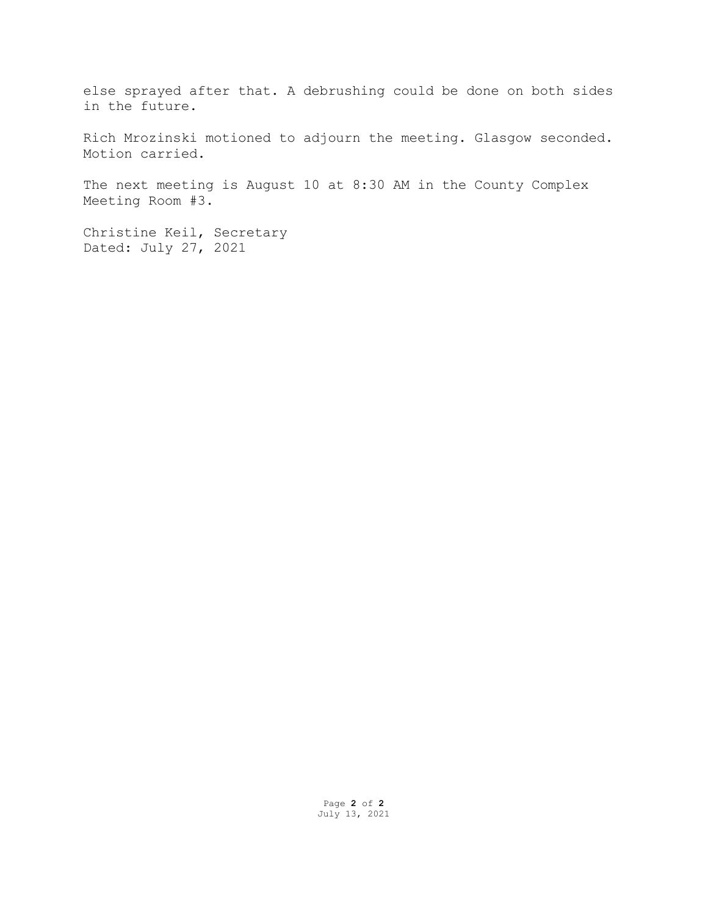else sprayed after that. A debrushing could be done on both sides in the future.

Rich Mrozinski motioned to adjourn the meeting. Glasgow seconded. Motion carried.

The next meeting is August 10 at 8:30 AM in the County Complex Meeting Room #3.

Christine Keil, Secretary
Dated: July 27, 2021